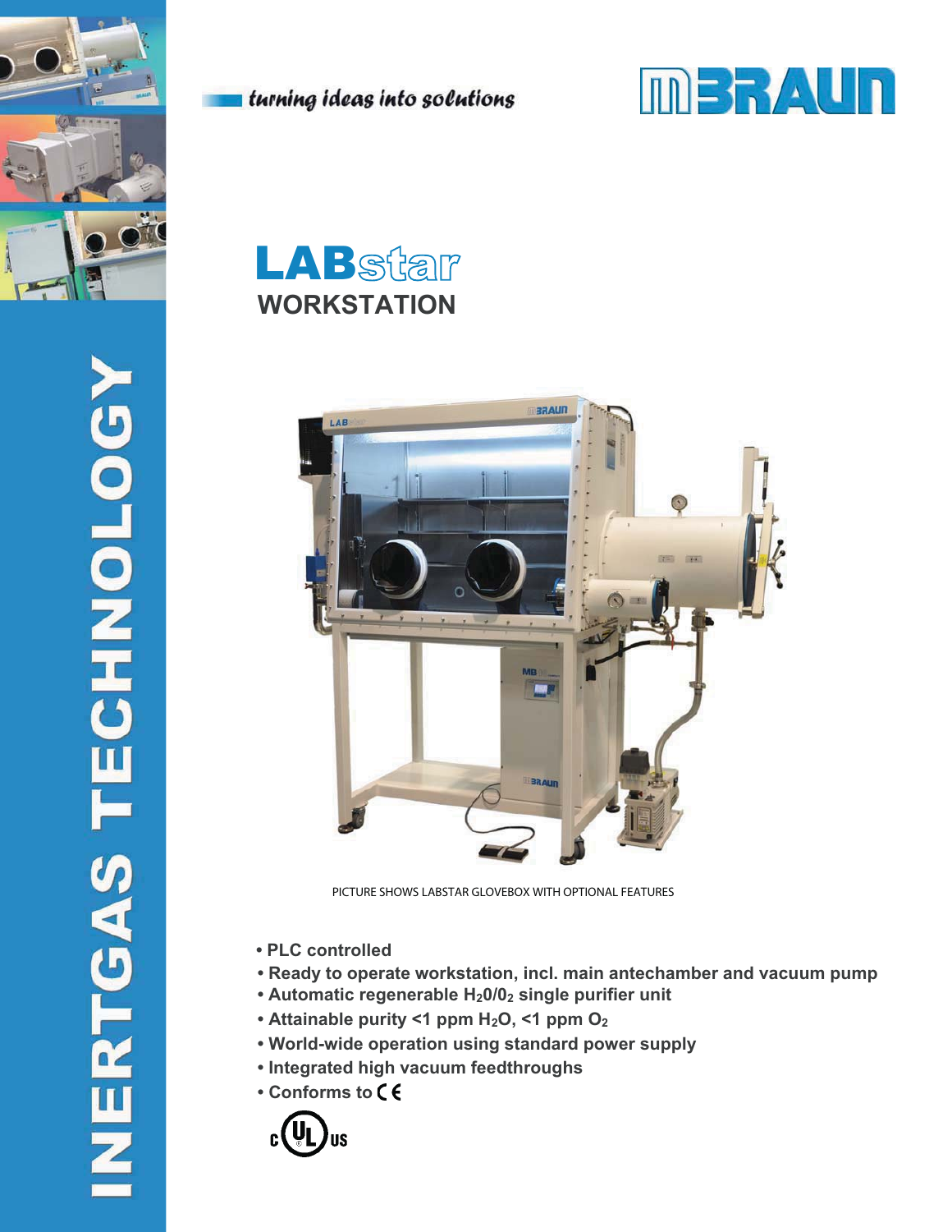*turning ideas into solutions*

MBRAUN

INERTGAS TECHNOLOGY

# LABstar WORKSTATION

PICTURE SHOWS LABSTAR GLOVEBOX WITH OPTIONAL FEATURES

- **PLC controlled**
- **Ready to operate workstation, incl. main antechamber and vacuum pump**
- **Automatic regenerable $H_2O/O_2$ single purifier unit**
- **Attainable purity <1 ppm $H_2O$, <1 ppm $O_2$**
- **World-wide operation using standard power supply**
- **Integrated high vacuum feedthroughs**
- **Conforms to CE**

c UL us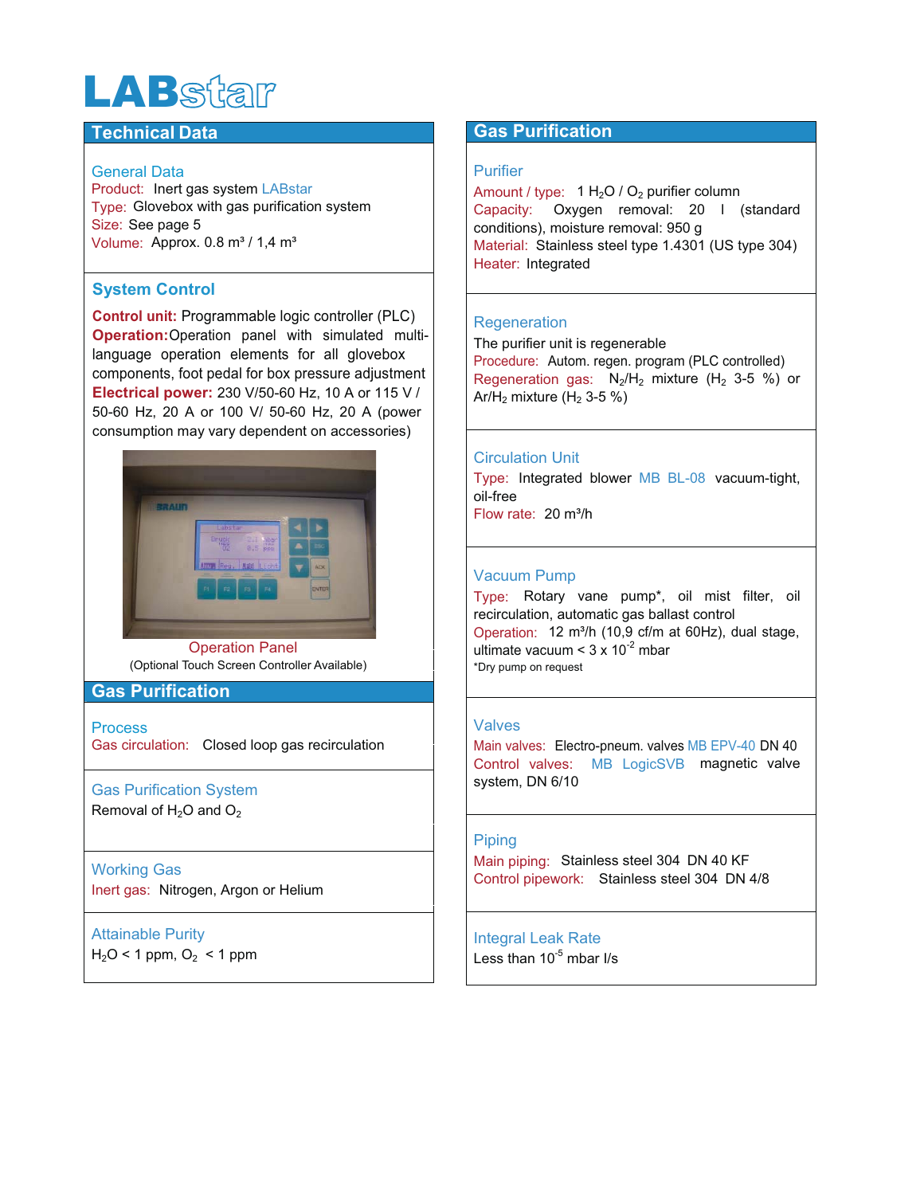# LABstar

## Technical Data

### General Data

Product: Inert gas system LABstar
Type: Glovebox with gas purification system
Size: See page 5
Volume: Approx. 0.8 m³ / 1,4 m³

### System Control

**Control unit:** Programmable logic controller (PLC)
**Operation:** Operation panel with simulated multi-language operation elements for all glovebox components, foot pedal for box pressure adjustment
**Electrical power:** 230 V/50-60 Hz, 10 A or 115 V / 50-60 Hz, 20 A or 100 V/ 50-60 Hz, 20 A (power consumption may vary dependent on accessories)

Operation Panel
(Optional Touch Screen Controller Available)

## Gas Purification

### Process

Gas circulation: Closed loop gas recirculation

### Gas Purification System

Removal of $H_2O$ and $O_2$

### Working Gas

Inert gas: Nitrogen, Argon or Helium

### Attainable Purity

$H_2O$ < 1 ppm, $O_2$ < 1 ppm

## Gas Purification

### Purifier

Amount / type: 1 $H_2O$ / $O_2$ purifier column
Capacity: Oxygen removal: 20 l (standard conditions), moisture removal: 950 g
Material: Stainless steel type 1.4301 (US type 304)
Heater: Integrated

### Regeneration

The purifier unit is regenerable
Procedure: Autom. regen. program (PLC controlled)
Regeneration gas: $N_2/H_2$ mixture ($H_2$ 3-5 %) or $Ar/H_2$ mixture ($H_2$ 3-5 %)

### Circulation Unit

Type: Integrated blower MB BL-08 vacuum-tight, oil-free
Flow rate: 20 m³/h

### Vacuum Pump

Type: Rotary vane pump*, oil mist filter, oil recirculation, automatic gas ballast control
Operation: 12 m³/h (10,9 cf/m at 60Hz), dual stage, ultimate vacuum < $3 \times 10^{-2}$ mbar
*Dry pump on request

### Valves

Main valves: Electro-pneum. valves MB EPV-40 DN 40
Control valves: MB LogicSVB magnetic valve system, DN 6/10

### Piping

Main piping: Stainless steel 304 DN 40 KF
Control pipework: Stainless steel 304 DN 4/8

### Integral Leak Rate

Less than $10^{-5}$ mbar l/s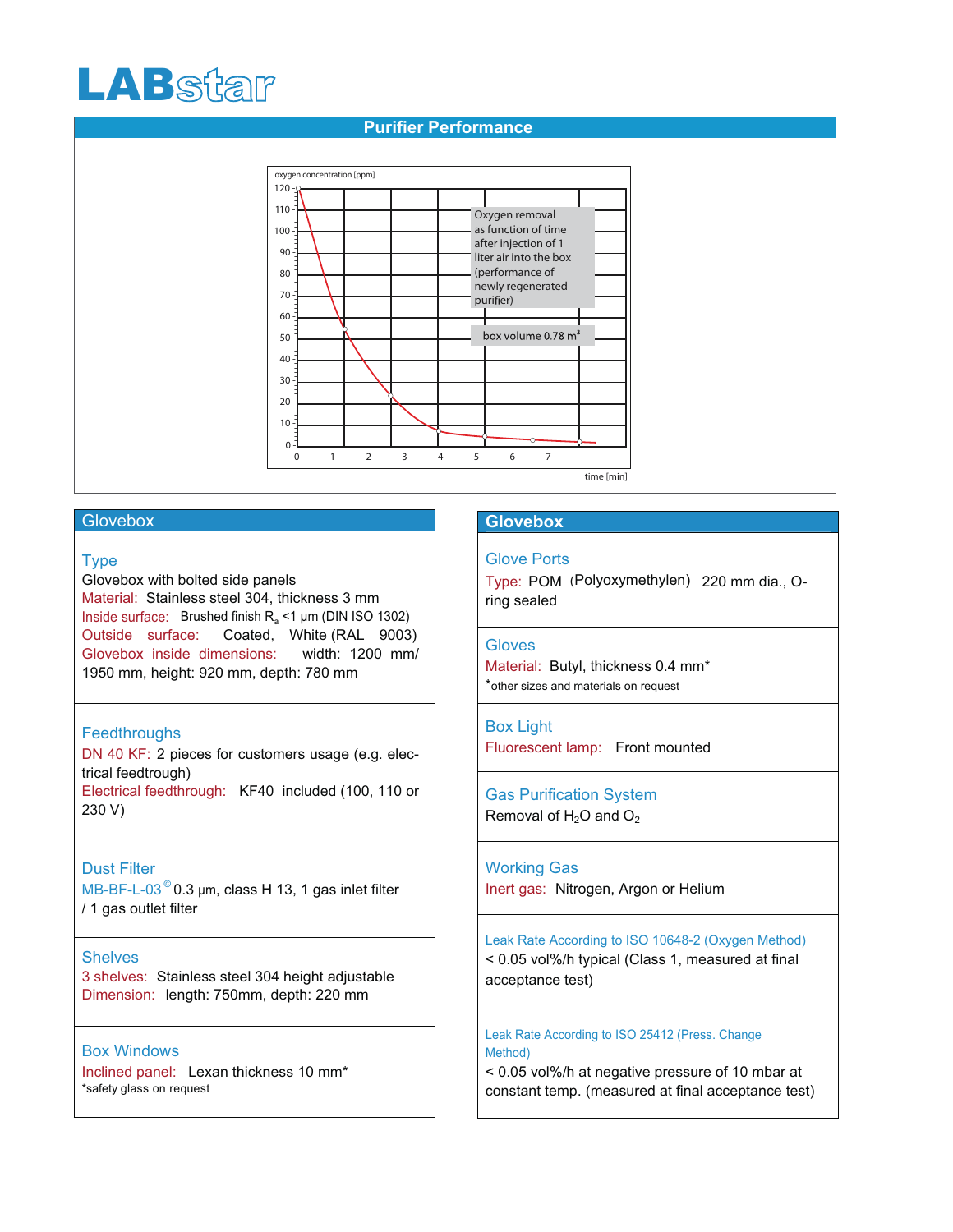# LABstar

## Purifier Performance

oxygen concentration [ppm]

120
110
100
90
80
70
60
50
40
30
20
10
0

0 1 2 3 4 5 6 7

time [min]

Oxygen removal as function of time after injection of 1 liter air into the box (performance of newly regenerated purifier)

box volume 0.78 $m^3$

## Glovebox

### Type

Glovebox with bolted side panels

Material: Stainless steel 304, thickness 3 mm

Inside surface: Brushed finish $R_a$ <1 µm (DIN ISO 1302)

Outside surface: Coated, White (RAL 9003)

Glovebox inside dimensions: width: 1200 mm/ 1950 mm, height: 920 mm, depth: 780 mm

### Feedthroughs

DN 40 KF: 2 pieces for customers usage (e.g. electrical feedtrough)

Electrical feedthrough: KF40 included (100, 110 or 230 V)

### Dust Filter

MB-BF-L-03© 0.3 µm, class H 13, 1 gas inlet filter / 1 gas outlet filter

### Shelves

3 shelves: Stainless steel 304 height adjustable

Dimension: length: 750mm, depth: 220 mm

### Box Windows

Inclined panel: Lexan thickness 10 mm*

*safety glass on request

## Glovebox

### Glove Ports

Type: POM (Polyoxymethylen) 220 mm dia., O-ring sealed

### Gloves

Material: Butyl, thickness 0.4 mm*

*other sizes and materials on request

### Box Light

Fluorescent lamp: Front mounted

### Gas Purification System

Removal of $H_2O$ and $O_2$

### Working Gas

Inert gas: Nitrogen, Argon or Helium

### Leak Rate According to ISO 10648-2 (Oxygen Method)

< 0.05 vol%/h typical (Class 1, measured at final acceptance test)

### Leak Rate According to ISO 25412 (Press. Change Method)

< 0.05 vol%/h at negative pressure of 10 mbar at constant temp. (measured at final acceptance test)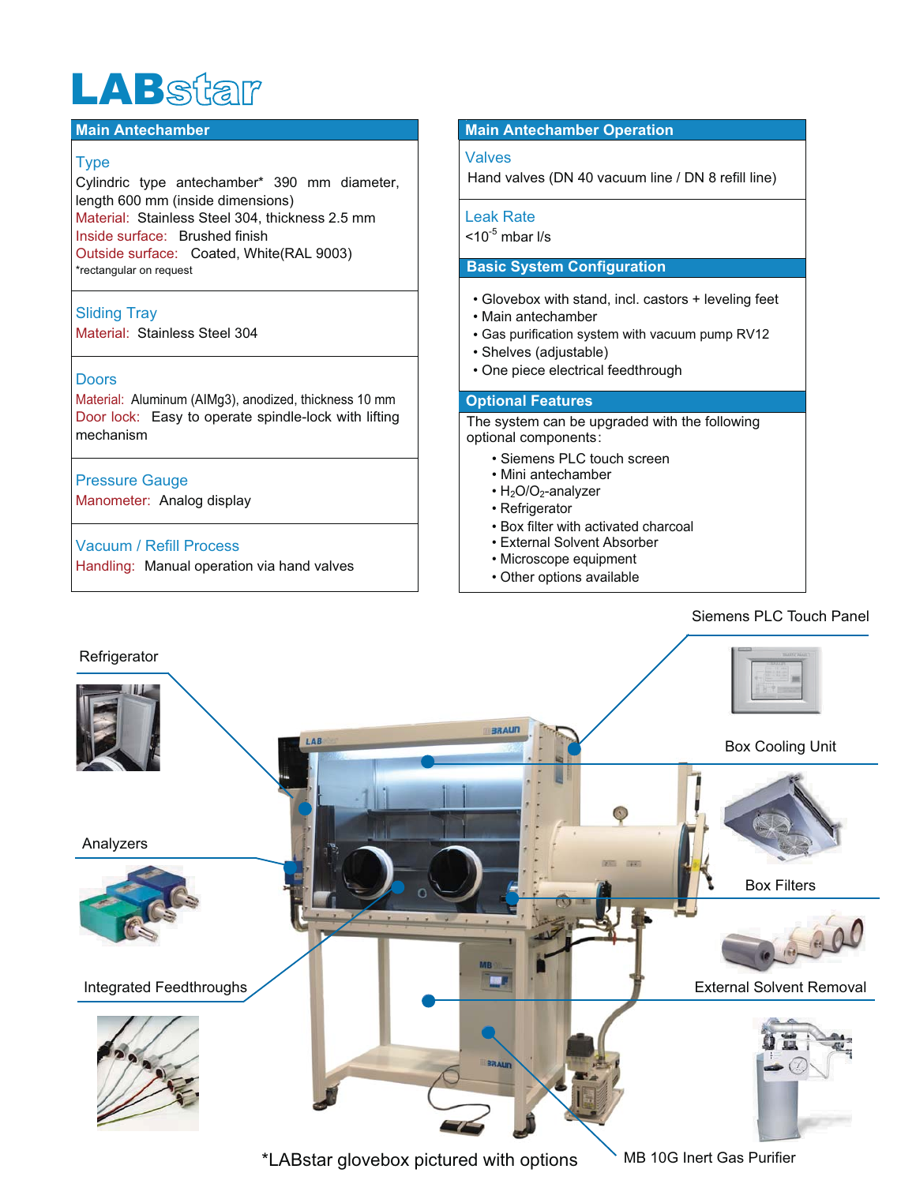# LABstar

## Main Antechamber

### Type

Cylindric type antechamber* 390 mm diameter, length 600 mm (inside dimensions)

Material: Stainless Steel 304, thickness 2.5 mm

Inside surface: Brushed finish

Outside surface: Coated, White(RAL 9003)

*rectangular on request

### Sliding Tray

Material: Stainless Steel 304

### Doors

Material: Aluminum (AlMg3), anodized, thickness 10 mm

Door lock: Easy to operate spindle-lock with lifting mechanism

### Pressure Gauge

Manometer: Analog display

### Vacuum / Refill Process

Handling: Manual operation via hand valves

## Main Antechamber Operation

### Valves

Hand valves (DN 40 vacuum line / DN 8 refill line)

### Leak Rate

$<10^{-5}$ mbar l/s

## Basic System Configuration

- Glovebox with stand, incl. castors + leveling feet
- Main antechamber
- Gas purification system with vacuum pump RV12
- Shelves (adjustable)
- One piece electrical feedthrough

## Optional Features

The system can be upgraded with the following optional components:

- Siemens PLC touch screen
- Mini antechamber
- $H_2O/O_2$-analyzer
- Refrigerator
- Box filter with activated charcoal
- External Solvent Absorber
- Microscope equipment
- Other options available

Refrigerator

Analyzers

Integrated Feedthroughs

Siemens PLC Touch Panel

Box Cooling Unit

Box Filters

External Solvent Removal

MB 10G Inert Gas Purifier

*LABstar glovebox pictured with options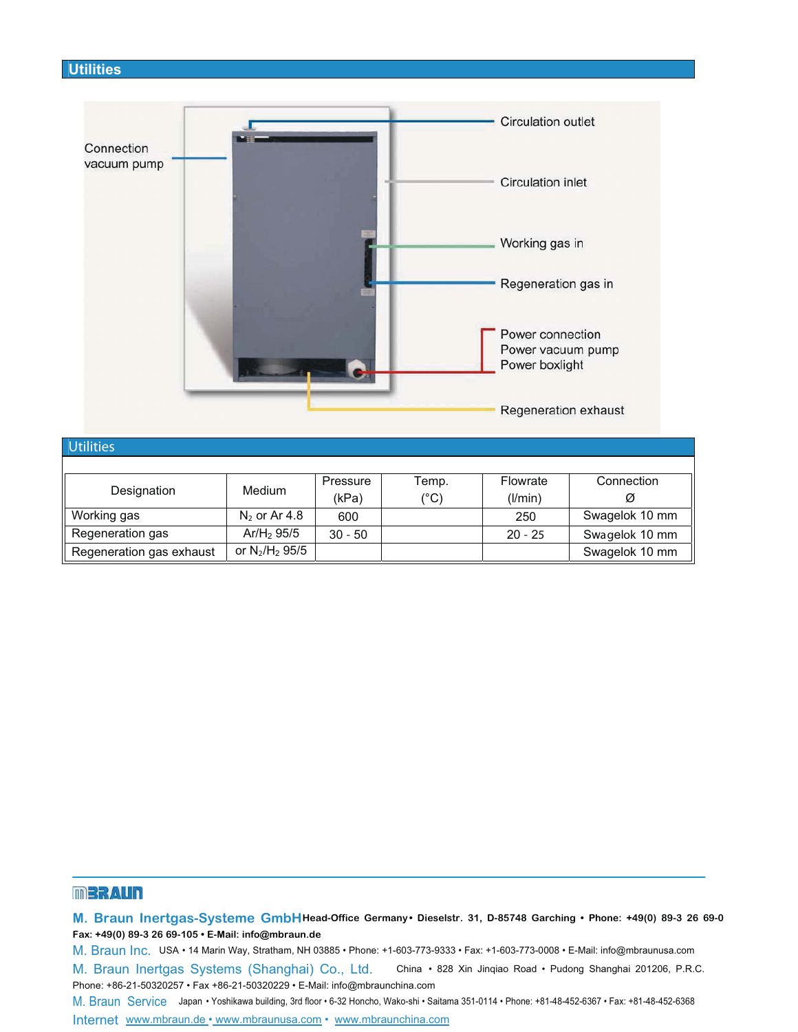## Utilities

Connection vacuum pump

Circulation outlet

Circulation inlet

Working gas in

Regeneration gas in

Power connection
Power vacuum pump
Power boxlight

Regeneration exhaust

## Utilities

| Designation | Medium | Pressure (kPa) | Temp. (°C) | Flowrate (l/min) | Connection Ø |
|---|---|---|---|---|---|
| Working gas | $N_2$ or Ar 4.8 | 600 | | 250 | Swagelok 10 mm |
| Regeneration gas | Ar/$H_2$ 95/5 | 30 - 50 | | 20 - 25 | Swagelok 10 mm |
| Regeneration gas exhaust | or $N_2$/$H_2$ 95/5 | | | | Swagelok 10 mm |

MBRAUN

**M. Braun Inertgas-Systeme GmbH** **Head-Office Germany • Dieselstr. 31, D-85748 Garching • Phone: +49(0) 89-3 26 69-0 Fax: +49(0) 89-3 26 69-105 • E-Mail: info@mbraun.de**

M. Braun Inc. USA • 14 Marin Way, Stratham, NH 03885 • Phone: +1-603-773-9333 • Fax: +1-603-773-0008 • E-Mail: info@mbraunusa.com

M. Braun Inertgas Systems (Shanghai) Co., Ltd. China • 828 Xin Jinqiao Road • Pudong Shanghai 201206, P.R.C. Phone: +86-21-50320257 • Fax +86-21-50320229 • E-Mail: info@mbraunchina.com

M. Braun Service Japan • Yoshikawa building, 3rd floor • 6-32 Honcho, Wako-shi • Saitama 351-0114 • Phone: +81-48-452-6367 • Fax: +81-48-452-6368

Internet www.mbraun.de • www.mbraunusa.com • www.mbraunchina.com